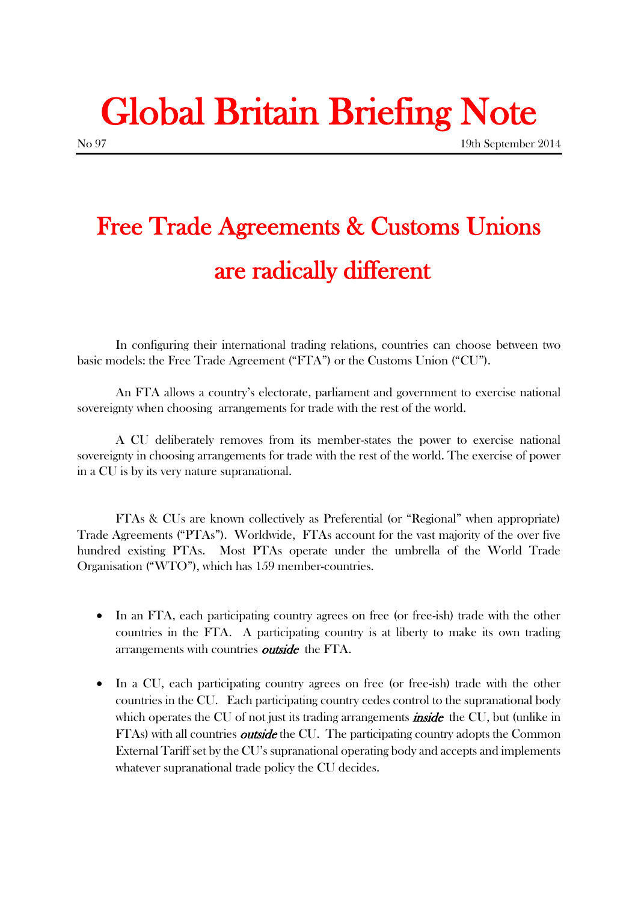# Global Britain Briefing Note

No 97 19th September 2014

## Free Trade Agreements & Customs Unions are radically different

In configuring their international trading relations, countries can choose between two basic models: the Free Trade Agreement ("FTA") or the Customs Union ("CU").

An FTA allows a country's electorate, parliament and government to exercise national sovereignty when choosing arrangements for trade with the rest of the world.

A CU deliberately removes from its member-states the power to exercise national sovereignty in choosing arrangements for trade with the rest of the world. The exercise of power in a CU is by its very nature supranational.

FTAs & CUs are known collectively as Preferential (or "Regional" when appropriate) Trade Agreements ("PTAs"). Worldwide, FTAs account for the vast majority of the over five hundred existing PTAs. Most PTAs operate under the umbrella of the World Trade Organisation ("WTO"), which has 159 member-countries.

- In an FTA, each participating country agrees on free (or free-ish) trade with the other countries in the FTA. A participating country is at liberty to make its own trading arrangements with countries ***outside*** the FTA.

- In a CU, each participating country agrees on free (or free-ish) trade with the other countries in the CU. Each participating country cedes control to the supranational body which operates the CU of not just its trading arrangements ***inside*** the CU, but (unlike in FTAs) with all countries ***outside*** the CU. The participating country adopts the Common External Tariff set by the CU's supranational operating body and accepts and implements whatever supranational trade policy the CU decides.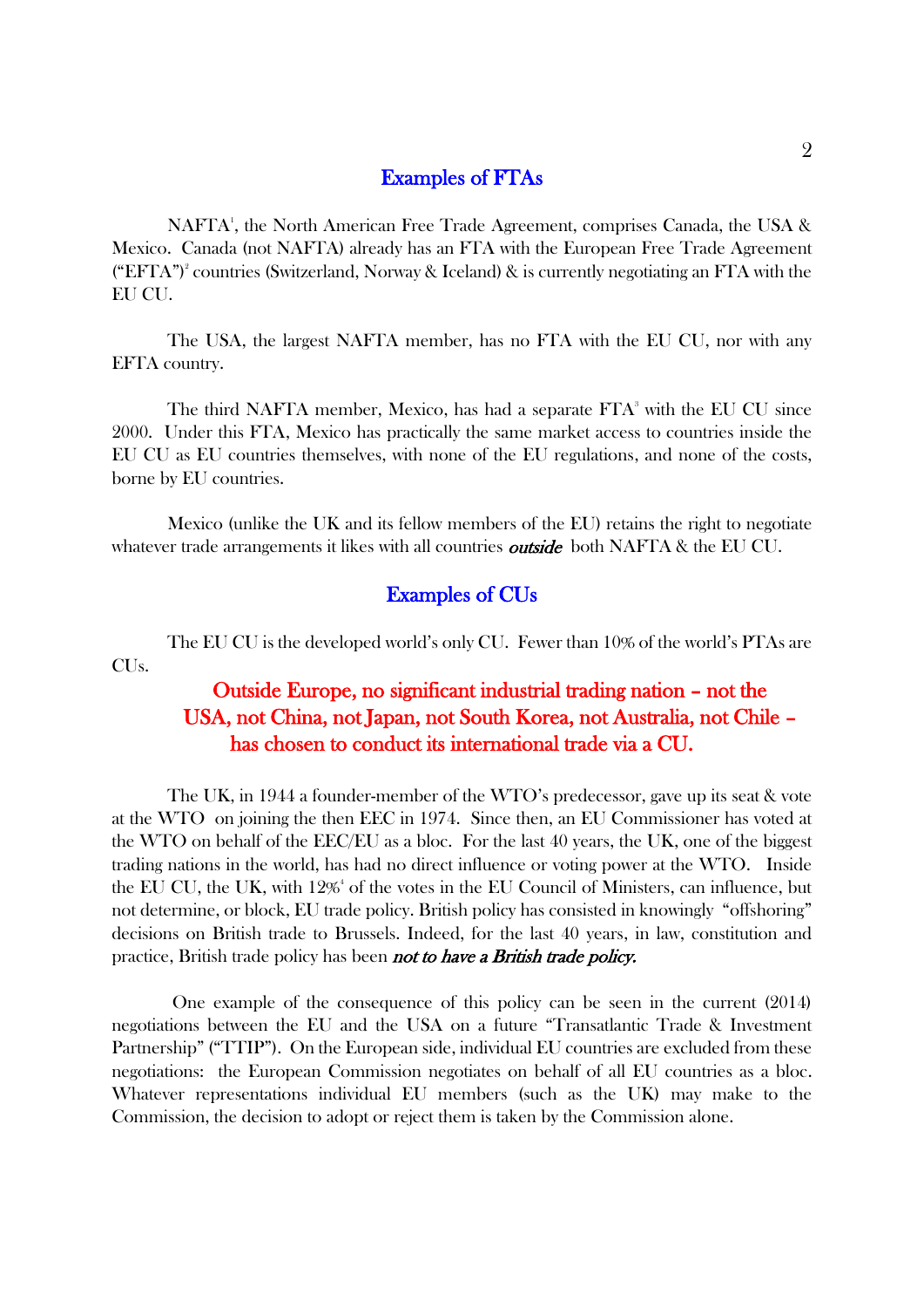## Examples of FTAs

NAFTA[1], the North American Free Trade Agreement, comprises Canada, the USA & Mexico. Canada (not NAFTA) already has an FTA with the European Free Trade Agreement ("EFTA")[2] countries (Switzerland, Norway & Iceland) & is currently negotiating an FTA with the EU CU.

The USA, the largest NAFTA member, has no FTA with the EU CU, nor with any EFTA country.

The third NAFTA member, Mexico, has had a separate FTA[3] with the EU CU since 2000. Under this FTA, Mexico has practically the same market access to countries inside the EU CU as EU countries themselves, with none of the EU regulations, and none of the costs, borne by EU countries.

Mexico (unlike the UK and its fellow members of the EU) retains the right to negotiate whatever trade arrangements it likes with all countries ***outside*** both NAFTA & the EU CU.

## Examples of CUs

The EU CU is the developed world's only CU. Fewer than 10% of the world's PTAs are CUs.

**Outside Europe, no significant industrial trading nation – not the USA, not China, not Japan, not South Korea, not Australia, not Chile – has chosen to conduct its international trade via a CU.**

The UK, in 1944 a founder-member of the WTO's predecessor, gave up its seat & vote at the WTO on joining the then EEC in 1974. Since then, an EU Commissioner has voted at the WTO on behalf of the EEC/EU as a bloc. For the last 40 years, the UK, one of the biggest trading nations in the world, has had no direct influence or voting power at the WTO. Inside the EU CU, the UK, with 12%[4] of the votes in the EU Council of Ministers, can influence, but not determine, or block, EU trade policy. British policy has consisted in knowingly "offshoring" decisions on British trade to Brussels. Indeed, for the last 40 years, in law, constitution and practice, British trade policy has been *not to have a British trade policy.*

One example of the consequence of this policy can be seen in the current (2014) negotiations between the EU and the USA on a future "Transatlantic Trade & Investment Partnership" ("TTIP"). On the European side, individual EU countries are excluded from these negotiations: the European Commission negotiates on behalf of all EU countries as a bloc. Whatever representations individual EU members (such as the UK) may make to the Commission, the decision to adopt or reject them is taken by the Commission alone.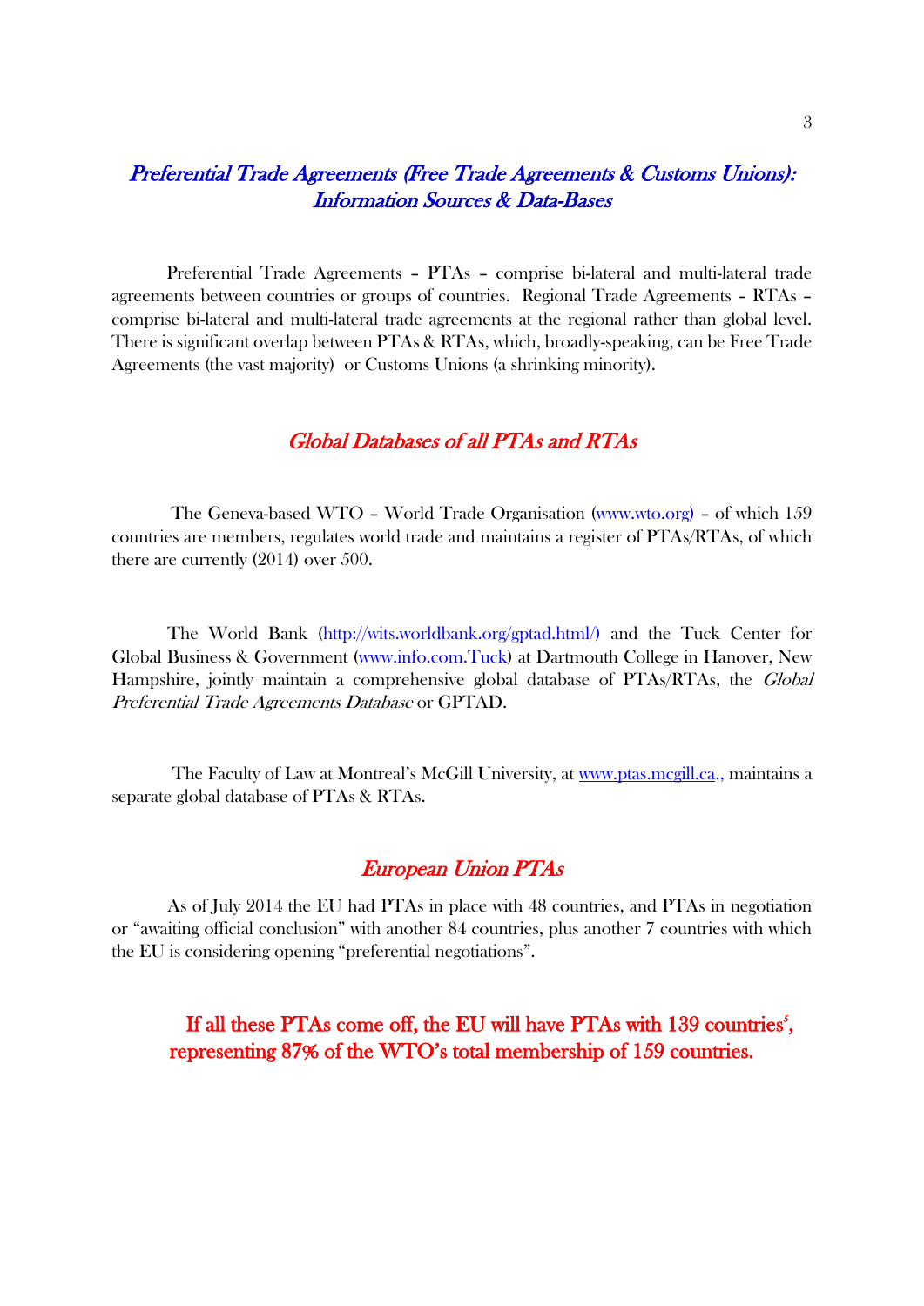## *Preferential Trade Agreements (Free Trade Agreements & Customs Unions): Information Sources & Data-Bases*

Preferential Trade Agreements – PTAs – comprise bi-lateral and multi-lateral trade agreements between countries or groups of countries. Regional Trade Agreements – RTAs – comprise bi-lateral and multi-lateral trade agreements at the regional rather than global level. There is significant overlap between PTAs & RTAs, which, broadly-speaking, can be Free Trade Agreements (the vast majority) or Customs Unions (a shrinking minority).

### *Global Databases of all PTAs and RTAs*

The Geneva-based WTO – World Trade Organisation (www.wto.org) – of which 159 countries are members, regulates world trade and maintains a register of PTAs/RTAs, of which there are currently (2014) over 500.

The World Bank (http://wits.worldbank.org/gptad.html/) and the Tuck Center for Global Business & Government (www.info.com.Tuck) at Dartmouth College in Hanover, New Hampshire, jointly maintain a comprehensive global database of PTAs/RTAs, the *Global Preferential Trade Agreements Database* or GPTAD.

The Faculty of Law at Montreal's McGill University, at www.ptas.mcgill.ca., maintains a separate global database of PTAs & RTAs.

### *European Union PTAs*

As of July 2014 the EU had PTAs in place with 48 countries, and PTAs in negotiation or "awaiting official conclusion" with another 84 countries, plus another 7 countries with which the EU is considering opening "preferential negotiations".

**If all these PTAs come off, the EU will have PTAs with 139 countries[5], representing 87% of the WTO's total membership of 159 countries.**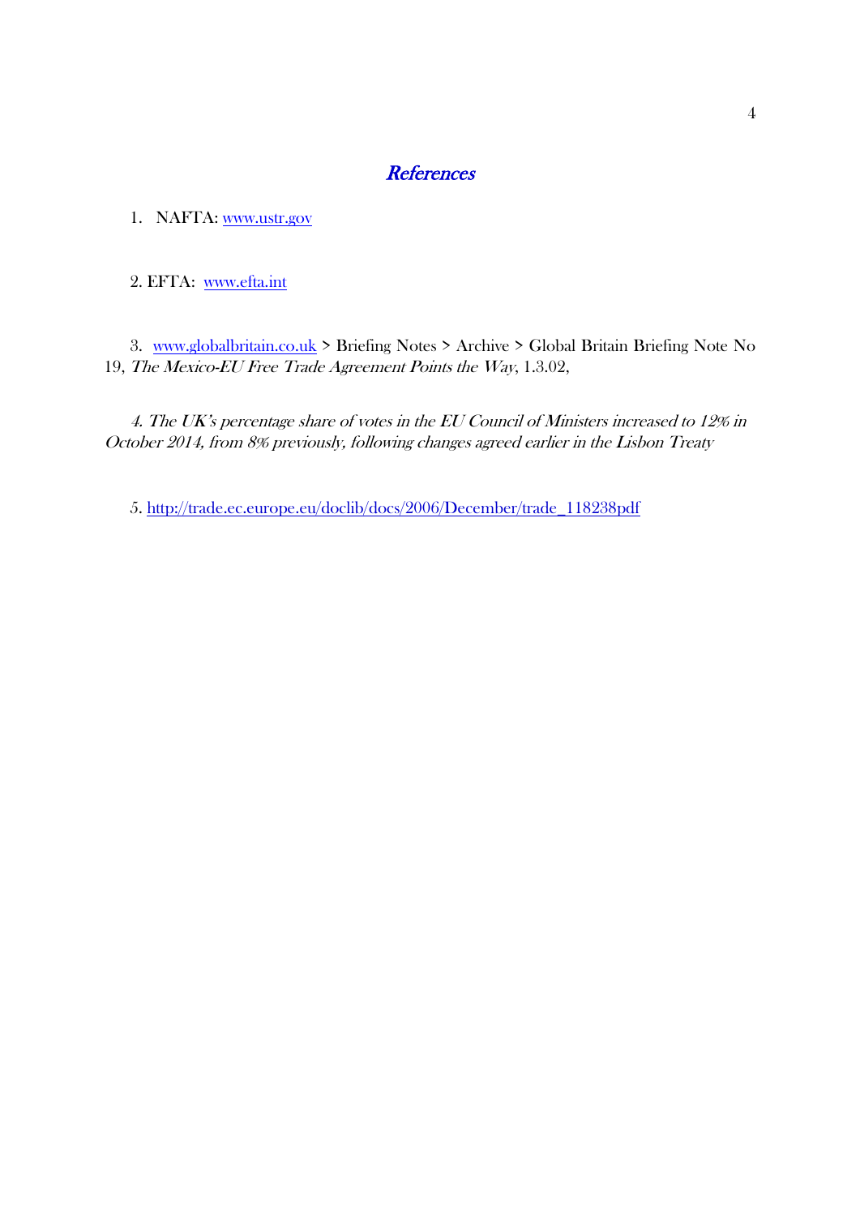## *References*

1. NAFTA: www.ustr.gov

2. EFTA: www.efta.int

3. www.globalbritain.co.uk > Briefing Notes > Archive > Global Britain Briefing Note No 19, *The Mexico-EU Free Trade Agreement Points the Way*, 1.3.02,

*4. The UK's percentage share of votes in the EU Council of Ministers increased to 12% in October 2014, from 8% previously, following changes agreed earlier in the Lisbon Treaty*

5. http://trade.ec.europe.eu/doclib/docs/2006/December/trade_118238pdf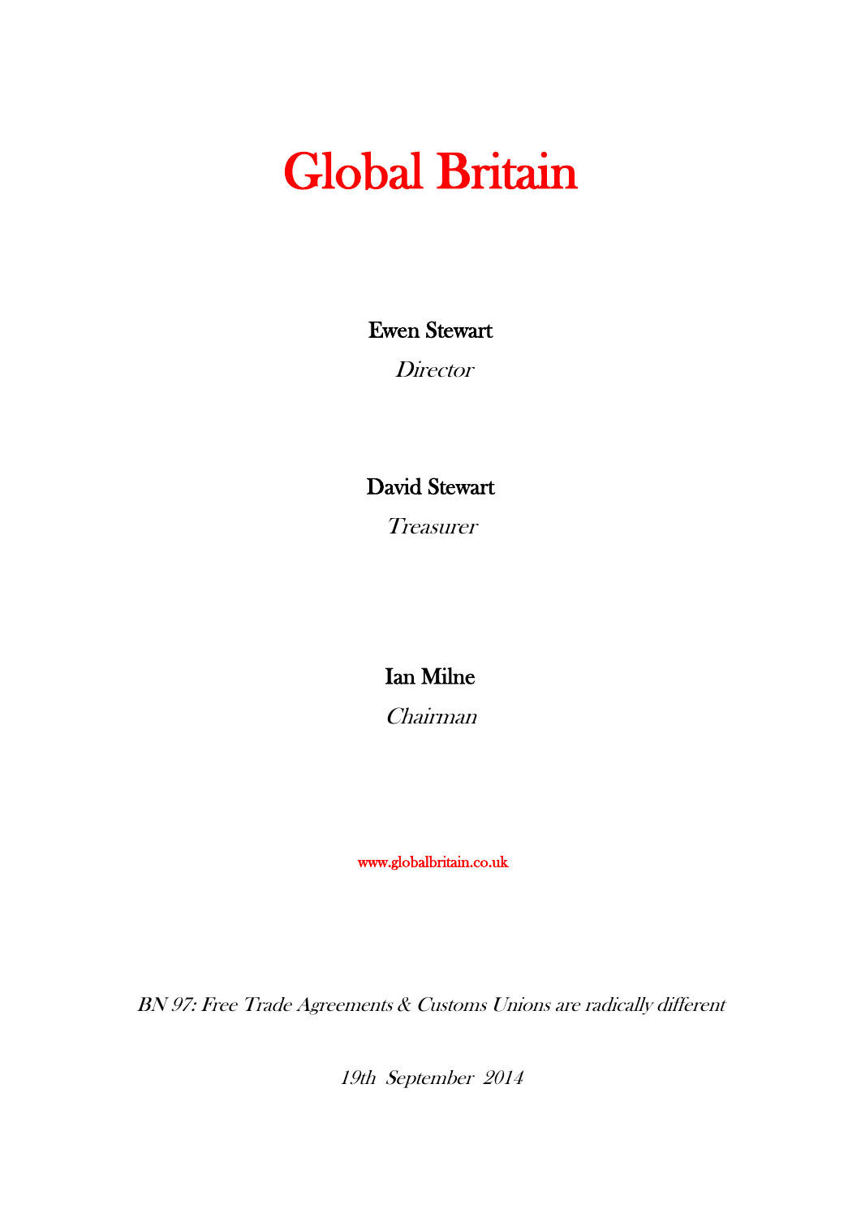# Global Britain

**Ewen Stewart**

*Director*

**David Stewart**

*Treasurer*

**Ian Milne**

*Chairman*

www.globalbritain.co.uk

*BN 97: Free Trade Agreements & Customs Unions are radically different*

*19th September 2014*